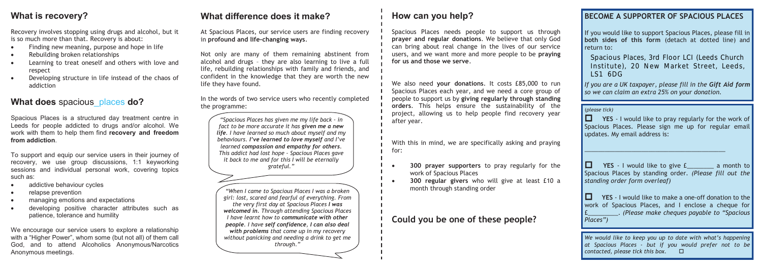## What is recovery?

Recovery involves stopping using drugs and alcohol, but it is so much more than that. Recovery is about:

- Finding new meaning, purpose and hope in life
- Rebuilding broken relationships
- Learning to treat oneself and others with love and respect
- Developing structure in life instead of the chaos of addiction

## What does spacious_places do?

Spacious Places is a structured day treatment centre in Leeds for people addicted to drugs and/or alcohol. We work with them to help them find **recovery and freedom from addiction**.

To support and equip our service users in their journey of recovery, we use group discussions, 1:1 keyworking sessions and individual personal work, covering topics such as:

- addictive behaviour cycles
- relapse prevention
- managing emotions and expectations
- developing positive character attributes such as patience, tolerance and humility

We encourage our service users to explore a relationship with a "Higher Power", whom some (but not all) of them call God, and to attend Alcoholics Anonymous/Narcotics Anonymous meetings.

## What difference does it make?

At Spacious Places, our service users are finding recovery in **profound and life-changing ways**.

Not only are many of them remaining abstinent from alcohol and drugs – they are also learning to live a full life, rebuilding relationships with family and friends, and confident in the knowledge that they are worth the new life they have found.

In the words of two service users who recently completed the programme:

> *"Spacious Places has given me my life back - in fact to be more accurate it has **given me a new life**. I have learned so much about myself and my behaviours. **I've learned to love myself** and I've learned **compassion and empathy for others**. This addict had lost hope - Spacious Places gave it back to me and for this I will be eternally grateful."*

> *"When I came to Spacious Places I was a broken girl: lost, scared and fearful of everything. From the very first day at Spacious Places **I was welcomed in**. Through attending Spacious Places I have learnt how to **communicate with other people**. I have **self confidence**, **I can also deal with problems** that come up in my recovery without panicking and needing a drink to get me through."*

## How can you help?

Spacious Places needs people to support us through **prayer and regular donations**. We believe that only God can bring about real change in the lives of our service users, and we want more and more people to be **praying for us and those we serve**.

We also need **your donations**. It costs £85,000 to run Spacious Places each year, and we need a core group of people to support us by **giving regularly through standing orders**. This helps ensure the sustainability of the project, allowing us to help people find recovery year after year.

With this in mind, we are specifically asking and praying for:

- **300 prayer supporters** to pray regularly for the work of Spacious Places
- **300 regular givers** who will give at least £10 a month through standing order

## Could you be one of these people?

### BECOME A SUPPORTER OF SPACIOUS PLACES

If you would like to support Spacious Places, please fill in **both sides of this form** (detach at dotted line) and return to:

Spacious Places, 3rd Floor LCI (Leeds Church Institute), 20 New Market Street, Leeds, LS1 6DG

*If you are a UK taxpayer, please fill in the **Gift Aid form** so we can claim an extra 25% on your donation.*

*(please tick)*

☐ **YES** - I would like to pray regularly for the work of Spacious Places. Please sign me up for regular email updates. My email address is:

\_\_\_\_\_\_\_\_\_\_\_\_\_\_\_\_\_\_\_\_\_\_\_\_\_\_\_\_\_\_\_\_\_\_\_\_\_\_\_\_

☐ **YES** - I would like to give £\_\_\_\_\_\_\_\_ a month to Spacious Places by standing order. *(Please fill out the standing order form overleaf)*

☐ **YES** - I would like to make a one-off donation to the work of Spacious Places, and I enclose a cheque for £\_\_\_\_\_\_\_\_\_. *(Please make cheques payable to "Spacious Places")*

*We would like to keep you up to date with what's happening at Spacious Places - but if you would prefer not to be contacted, please tick this box.* ☐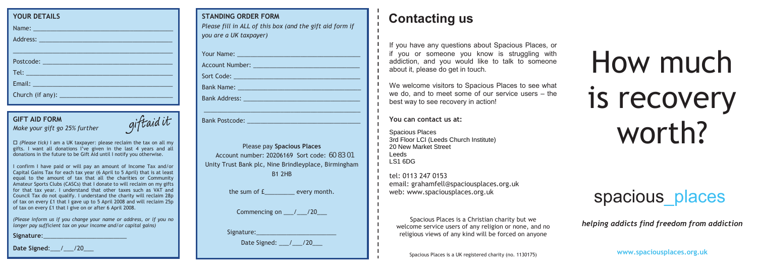## YOUR DETAILS

Name: ____________________________________

Address: __________________________________

__________________________________________

Postcode: _________________________________

Tel: ______________________________________

Email: ____________________________________

Church (if any): ____________________________

## GIFT AID FORM

*Make your gift go 25% further*

giftaid it

☐ *(Please tick)* I am a UK taxpayer: please reclaim the tax on all my gifts. I want all donations I've given in the last 4 years and all donations in the future to be Gift Aid until I notify you otherwise.

I confirm I have paid or will pay an amount of Income Tax and/or Capital Gains Tax for each tax year (6 April to 5 April) that is at least equal to the amount of tax that all the charities or Community Amateur Sports Clubs (CASCs) that I donate to will reclaim on my gifts for that tax year. I understand that other taxes such as VAT and Council Tax do not qualify. I understand the charity will reclaim 28p of tax on every £1 that I gave up to 5 April 2008 and will reclaim 25p of tax on every £1 that I give on or after 6 April 2008.

*(Please inform us if you change your name or address, or if you no longer pay sufficient tax on your income and/or capital gains)*

**Signature**:__________________________

**Date Signed**:___/___/20___

## STANDING ORDER FORM

*Please fill in ALL of this box (and the gift aid form if you are a UK taxpayer)*

Your Name: _________________________________

Account Number: ____________________________

Sort Code: __________________________________

Bank Name: _________________________________

Bank Address: _______________________________

____________________________________________

Bank Postcode: ______________________________

Please pay **Spacious Places**
Account number: 20206169 Sort code: 60 83 01
Unity Trust Bank plc, Nine Brindleyplace, Birmingham B1 2HB

the sum of £_________ every month.

Commencing on ___/___/20___

Signature:________________________

Date Signed: ___/___/20___

# Contacting us

If you have any questions about Spacious Places, or if you or someone you know is struggling with addiction, and you would like to talk to someone about it, please do get in touch.

We welcome visitors to Spacious Places to see what we do, and to meet some of our service users – the best way to see recovery in action!

**You can contact us at:**

Spacious Places
3rd Floor LCI (Leeds Church Institute)
20 New Market Street
Leeds
LS1 6DG

tel: 0113 247 0153
email: grahamfell@spaciousplaces.org.uk
web: www.spaciousplaces.org.uk

Spacious Places is a Christian charity but we welcome service users of any religion or none, and no religious views of any kind will be forced on anyone

Spacious Places is a UK registered charity (no. 1130175)

# How much is recovery worth?

spacious_places

***helping addicts find freedom from addiction***

**www.spaciousplaces.org.uk**